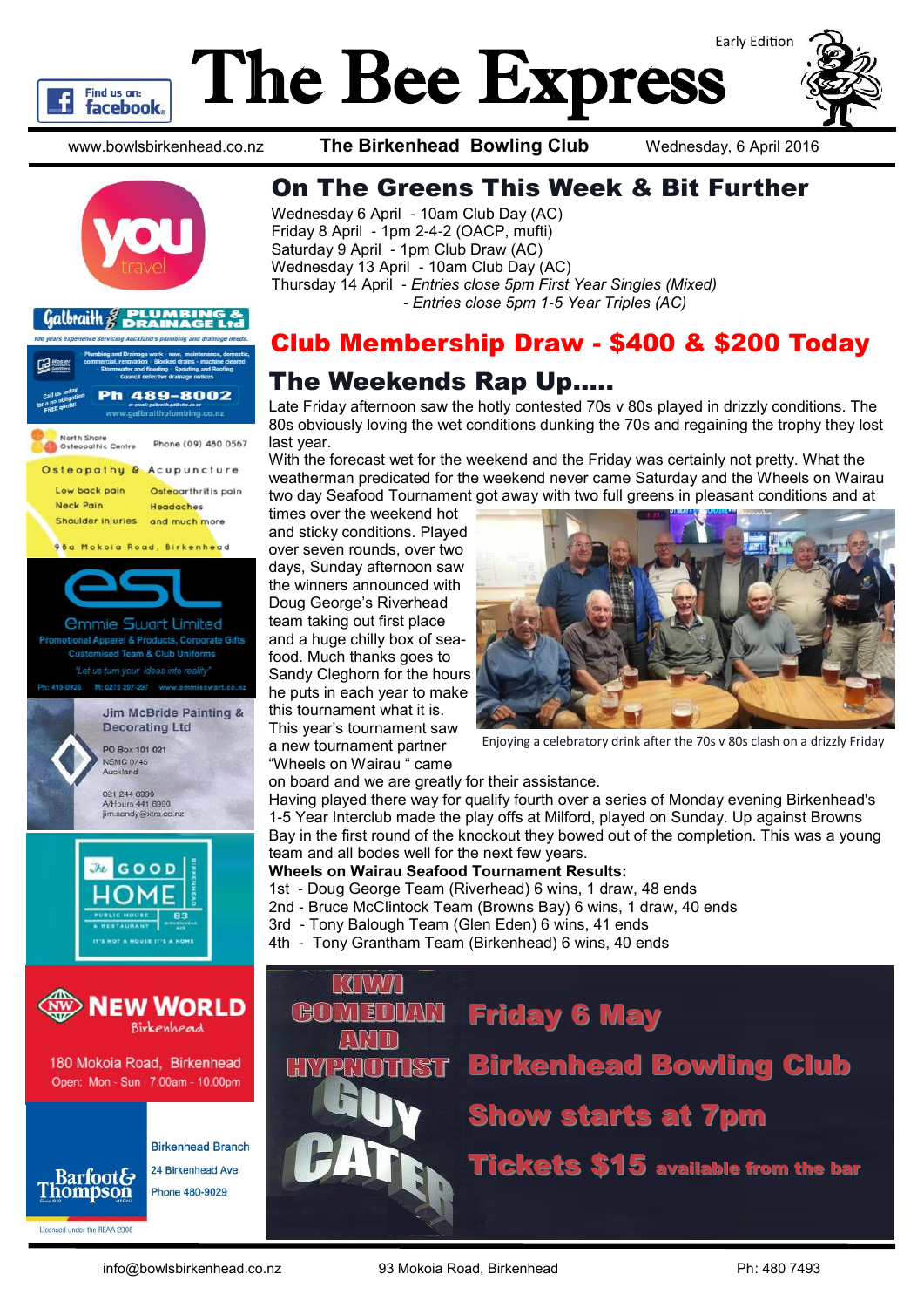# The Bee Express

Early Edition

www.bowlsbirkenhead.co.nz — **The Birkenhead Bowling Club** — Wednesday, 6 April 2016

## On The Greens This Week & Bit Further

Wednesday 6 April - 10am Club Day (AC)
Friday 8 April - 1pm 2-4-2 (OACP, mufti)
Saturday 9 April - 1pm Club Draw (AC)
Wednesday 13 April - 10am Club Day (AC)
Thursday 14 April - *Entries close 5pm First Year Singles (Mixed)*
- *Entries close 5pm 1-5 Year Triples (AC)*

## Club Membership Draw - $400 & $200 Today

## The Weekends Rap Up.....

Late Friday afternoon saw the hotly contested 70s v 80s played in drizzly conditions. The 80s obviously loving the wet conditions dunking the 70s and regaining the trophy they lost last year.

With the forecast wet for the weekend and the Friday was certainly not pretty. What the weatherman predicated for the weekend never came Saturday and the Wheels on Wairau two day Seafood Tournament got away with two full greens in pleasant conditions and at times over the weekend hot and sticky conditions. Played over seven rounds, over two days, Sunday afternoon saw the winners announced with Doug George's Riverhead team taking out first place and a huge chilly box of sea-food. Much thanks goes to Sandy Cleghorn for the hours he puts in each year to make this tournament what it is. This year's tournament saw a new tournament partner "Wheels on Wairau " came on board and we are greatly for their assistance.

Enjoying a celebratory drink after the 70s v 80s clash on a drizzly Friday

Having played there way for qualify fourth over a series of Monday evening Birkenhead's 1-5 Year Interclub made the play offs at Milford, played on Sunday. Up against Browns Bay in the first round of the knockout they bowed out of the completion. This was a young team and all bodes well for the next few years.

**Wheels on Wairau Seafood Tournament Results:**

1st - Doug George Team (Riverhead) 6 wins, 1 draw, 48 ends
2nd - Bruce McClintock Team (Browns Bay) 6 wins, 1 draw, 40 ends
3rd - Tony Balough Team (Glen Eden) 6 wins, 41 ends
4th - Tony Grantham Team (Birkenhead) 6 wins, 40 ends

**KIWI COMEDIAN AND HYPNOTIST GUY CATER**

**Friday 6 May**
**Birkenhead Bowling Club**
**Show starts at 7pm**
**Tickets $15 available from the bar**

you travel

Galbraith Plumbing & Drainage Ltd — 100 years experience servicing Auckland's plumbing and drainage needs. Plumbing and Drainage work - new, maintenance, domestic, commercial, renovation · Blocked drains - machine cleared · Stormwater and flooding · Spouting and Roofing · Council defective drainage notices. Call us today for a no obligation FREE quote! Ph 489-8002 · www.galbraithplumbing.co.nz

North Shore Osteopathic Centre — Phone (09) 480 0567
Osteopathy & Acupuncture
Low back pain · Osteoarthritis pain · Neck Pain · Headaches · Shoulder injuries · and much more
98a Mokoia Road, Birkenhead

esl — Emmie Swart Limited
Promotional Apparel & Products, Corporate Gifts
Customised Team & Club Uniforms
"Let us turn your ideas into reality"
Ph: 419-0926 M: 0275 297-297 www.emmieswart.co.nz

Jim McBride Painting & Decorating Ltd
PO Box 101 021
NSMC 0745
Auckland
021 244 6990
A/Hours 441 6990
jim.sandy@xtra.co.nz

The Good Home — Public House & Restaurant — 83 Birkenhead Ave — It's not a house it's a home

New World Birkenhead
180 Mokoia Road, Birkenhead
Open: Mon - Sun 7.00am - 10.00pm

Barfoot & Thompson
Birkenhead Branch
24 Birkenhead Ave
Phone 480-9029
Licensed under the REAA 2008

info@bowlsbirkenhead.co.nz — 93 Mokoia Road, Birkenhead — Ph: 480 7493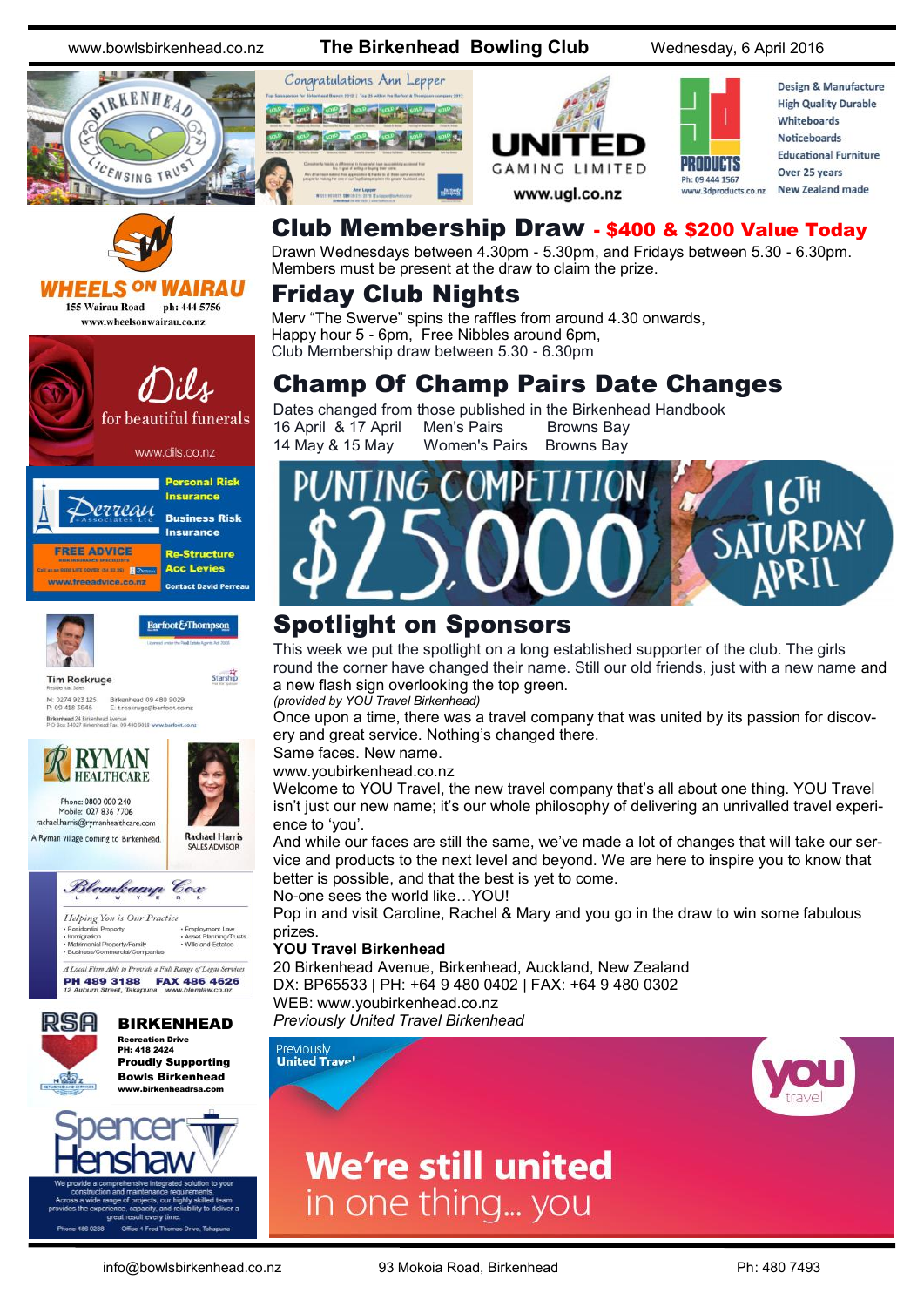# Club Membership Draw - $400 & $200 Value Today

Drawn Wednesdays between 4.30pm - 5.30pm, and Fridays between 5.30 - 6.30pm. Members must be present at the draw to claim the prize.

# Friday Club Nights

Merv "The Swerve" spins the raffles from around 4.30 onwards,
Happy hour 5 - 6pm, Free Nibbles around 6pm,
Club Membership draw between 5.30 - 6.30pm

# Champ Of Champ Pairs Date Changes

Dates changed from those published in the Birkenhead Handbook

| | | |
|---|---|---|
| 16 April & 17 April | Men's Pairs | Browns Bay |
| 14 May & 15 May | Women's Pairs | Browns Bay |

PUNTING COMPETITION $25,000 16TH SATURDAY APRIL

# Spotlight on Sponsors

This week we put the spotlight on a long established supporter of the club. The girls round the corner have changed their name. Still our old friends, just with a new name and a new flash sign overlooking the top green.

*(provided by YOU Travel Birkenhead)*

Once upon a time, there was a travel company that was united by its passion for discovery and great service. Nothing's changed there.

Same faces. New name.

www.youbirkenhead.co.nz

Welcome to YOU Travel, the new travel company that's all about one thing. YOU Travel isn't just our new name; it's our whole philosophy of delivering an unrivalled travel experience to 'you'.

And while our faces are still the same, we've made a lot of changes that will take our service and products to the next level and beyond. We are here to inspire you to know that better is possible, and that the best is yet to come.

No-one sees the world like…YOU!

Pop in and visit Caroline, Rachel & Mary and you go in the draw to win some fabulous prizes.

**YOU Travel Birkenhead**

20 Birkenhead Avenue, Birkenhead, Auckland, New Zealand
DX: BP65533 | PH: +64 9 480 0402 | FAX: +64 9 480 0302
WEB: www.youbirkenhead.co.nz
*Previously United Travel Birkenhead*

Previously United Travel

We're still united in one thing... you

you travel

---

BIRKENHEAD LICENSING TRUST

Congratulations Ann Lepper

UNITED GAMING LIMITED www.ugl.co.nz

3D PRODUCTS Ph: 09 444 1567 www.3dproducts.co.nz — Design & Manufacture, High Quality Durable, Whiteboards, Noticeboards, Educational Furniture, Over 25 years, New Zealand made

WHEELS ON WAIRAU — 155 Wairau Road ph: 444 5756 www.wheelsonwairau.co.nz

Dils for beautiful funerals www.dils.co.nz

Perreau Associates Ltd — Personal Risk Insurance, Business Risk Insurance, Re-Structure, Acc Levies, FREE ADVICE www.freeadvice.co.nz, Contact David Perreau

Barfoot&Thompson — Tim Roskruge, Residential Sales, M: 0274 923 125, P: 09 418 3846, Birkenhead 09 480 9029, E: troskruge@barfoot.co.nz

RYMAN HEALTHCARE — Phone: 0800 000 240, Mobile: 027 836 7706, rachael.harris@rymanhealthcare.com, A Ryman village coming to Birkenhead. Rachael Harris SALES ADVISOR

Blomkamp Cox LAWYERS — Helping You is Our Practice: Residential Property, Immigration, Matrimonial Property/Family, Business/Commercial/Companies, Employment Law, Asset Planning/Trusts, Wills and Estates. A Local Firm Able to Provide a Full Range of Legal Services. PH 489 3188 FAX 486 4626, 12 Auburn Street, Takapuna www.blomlaw.co.nz

RSA BIRKENHEAD — Recreation Drive, PH: 418 2424, Proudly Supporting Bowls Birkenhead, www.birkenheadrsa.com

Spencer Henshaw — We provide a comprehensive integrated solution to your construction and maintenance requirements. Across a wide range of projects, our highly skilled team provides the experience, capacity, and reliability to deliver a great result every time. Phone 486 0288, Office 4 Fred Thomas Drive, Takapuna